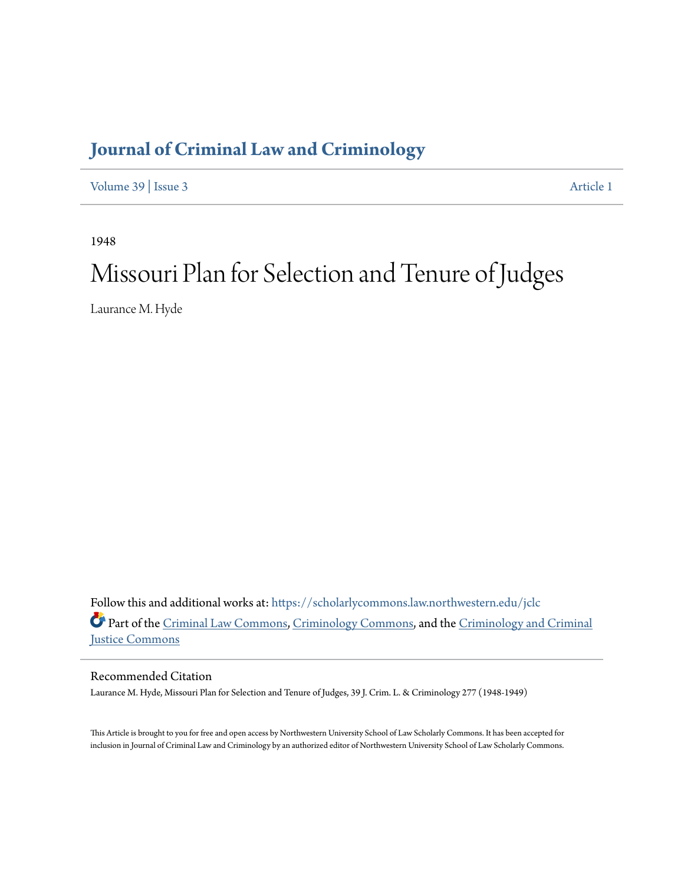# Journal of Criminal Law and Criminology

Volume 39 | Issue 3 Article 1

1948

# Missouri Plan for Selection and Tenure of Judges

Laurance M. Hyde

Follow this and additional works at: https://scholarlycommons.law.northwestern.edu/jclc

Part of the Criminal Law Commons, Criminology Commons, and the Criminology and Criminal Justice Commons

## Recommended Citation

Laurance M. Hyde, Missouri Plan for Selection and Tenure of Judges, 39 J. Crim. L. & Criminology 277 (1948-1949)

This Article is brought to you for free and open access by Northwestern University School of Law Scholarly Commons. It has been accepted for inclusion in Journal of Criminal Law and Criminology by an authorized editor of Northwestern University School of Law Scholarly Commons.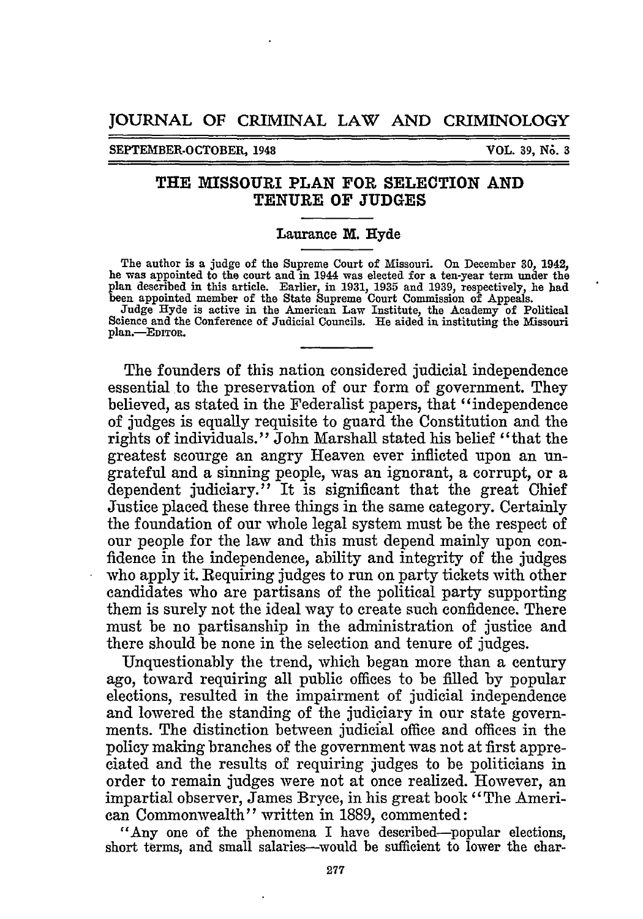THE MISSOURI PLAN FOR SELECTION AND TENURE OF JUDGES

Laurance M. Hyde

The author is a judge of the Supreme Court of Missouri. On December 30, 1942, he was appointed to the court and in 1944 was elected for a ten-year term under the plan described in this article. Earlier, in 1931, 1935 and 1939, respectively, he had been appointed member of the State Supreme Court Commission of Appeals.
Judge Hyde is active in the American Law Institute, the Academy of Political Science and the Conference of Judicial Councils. He aided in instituting the Missouri plan.—EDITOR.

The founders of this nation considered judicial independence essential to the preservation of our form of government. They believed, as stated in the Federalist papers, that "independence of judges is equally requisite to guard the Constitution and the rights of individuals." John Marshall stated his belief "that the greatest scourge an angry Heaven ever inflicted upon an ungrateful and a sinning people, was an ignorant, a corrupt, or a dependent judiciary." It is significant that the great Chief Justice placed these three things in the same category. Certainly the foundation of our whole legal system must be the respect of our people for the law and this must depend mainly upon confidence in the independence, ability and integrity of the judges who apply it. Requiring judges to run on party tickets with other candidates who are partisans of the political party supporting them is surely not the ideal way to create such confidence. There must be no partisanship in the administration of justice and there should be none in the selection and tenure of judges.

Unquestionably the trend, which began more than a century ago, toward requiring all public offices to be filled by popular elections, resulted in the impairment of judicial independence and lowered the standing of the judiciary in our state governments. The distinction between judicial office and offices in the policy making branches of the government was not at first appreciated and the results of requiring judges to be politicians in order to remain judges were not at once realized. However, an impartial observer, James Bryce, in his great book "The American Commonwealth" written in 1889, commented:

"Any one of the phenomena I have described—popular elections, short terms, and small salaries—would be sufficient to lower the char-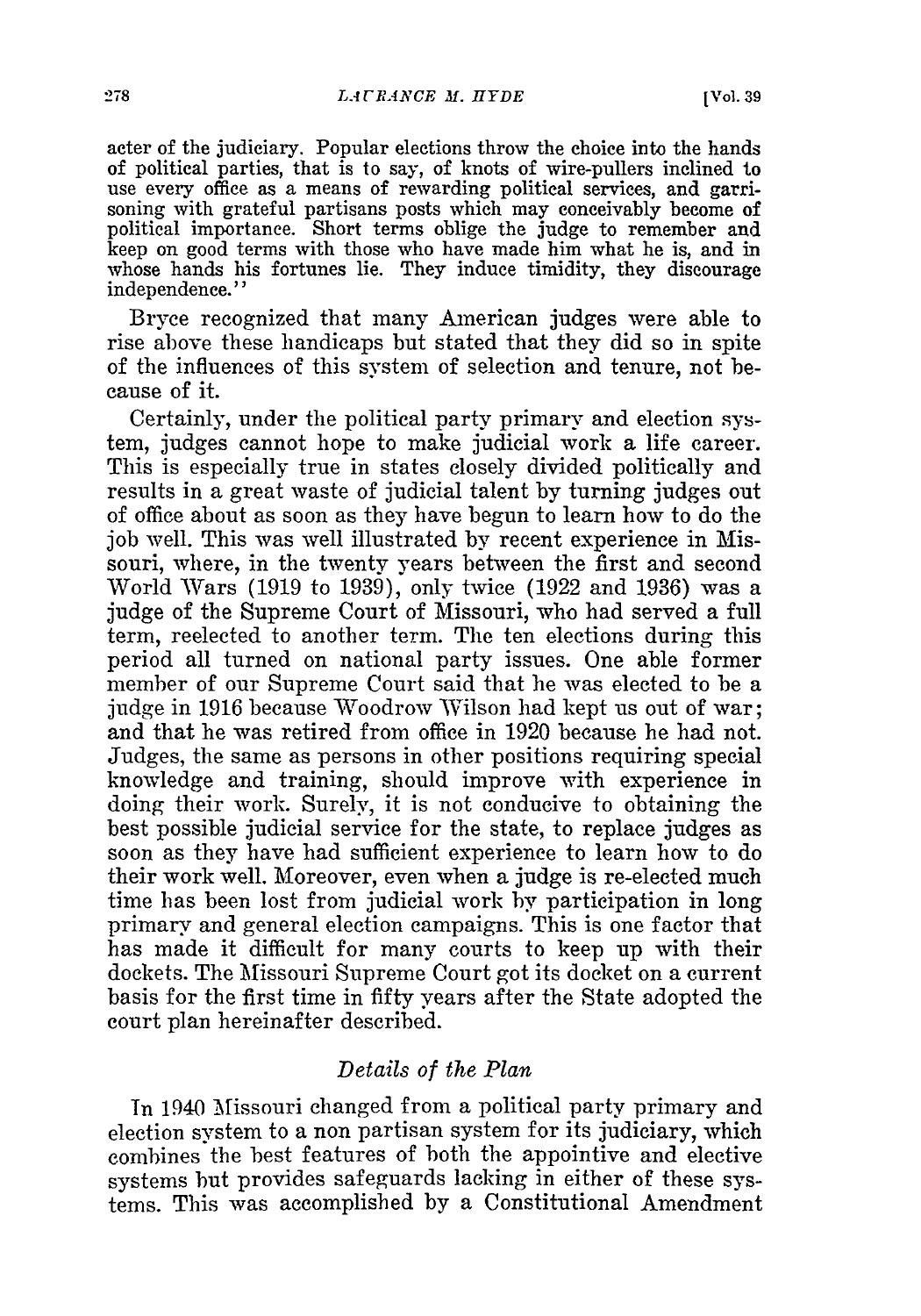acter of the judiciary. Popular elections throw the choice into the hands of political parties, that is to say, of knots of wire-pullers inclined to use every office as a means of rewarding political services, and garrisoning with grateful partisans posts which may conceivably become of political importance. Short terms oblige the judge to remember and keep on good terms with those who have made him what he is, and in whose hands his fortunes lie. They induce timidity, they discourage independence."

Bryce recognized that many American judges were able to rise above these handicaps but stated that they did so in spite of the influences of this system of selection and tenure, not because of it.

Certainly, under the political party primary and election system, judges cannot hope to make judicial work a life career. This is especially true in states closely divided politically and results in a great waste of judicial talent by turning judges out of office about as soon as they have begun to learn how to do the job well. This was well illustrated by recent experience in Missouri, where, in the twenty years between the first and second World Wars (1919 to 1939), only twice (1922 and 1936) was a judge of the Supreme Court of Missouri, who had served a full term, reelected to another term. The ten elections during this period all turned on national party issues. One able former member of our Supreme Court said that he was elected to be a judge in 1916 because Woodrow Wilson had kept us out of war; and that he was retired from office in 1920 because he had not. Judges, the same as persons in other positions requiring special knowledge and training, should improve with experience in doing their work. Surely, it is not conducive to obtaining the best possible judicial service for the state, to replace judges as soon as they have had sufficient experience to learn how to do their work well. Moreover, even when a judge is re-elected much time has been lost from judicial work by participation in long primary and general election campaigns. This is one factor that has made it difficult for many courts to keep up with their dockets. The Missouri Supreme Court got its docket on a current basis for the first time in fifty years after the State adopted the court plan hereinafter described.

### *Details of the Plan*

In 1940 Missouri changed from a political party primary and election system to a non partisan system for its judiciary, which combines the best features of both the appointive and elective systems but provides safeguards lacking in either of these systems. This was accomplished by a Constitutional Amendment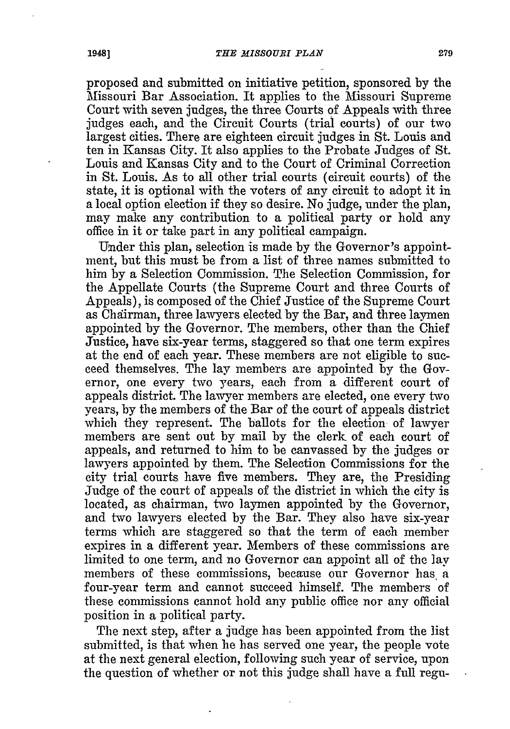proposed and submitted on initiative petition, sponsored by the Missouri Bar Association. It applies to the Missouri Supreme Court with seven judges, the three Courts of Appeals with three judges each, and the Circuit Courts (trial courts) of our two largest cities. There are eighteen circuit judges in St. Louis and ten in Kansas City. It also applies to the Probate Judges of St. Louis and Kansas City and to the Court of Criminal Correction in St. Louis. As to all other trial courts (circuit courts) of the state, it is optional with the voters of any circuit to adopt it in a local option election if they so desire. No judge, under the plan, may make any contribution to a political party or hold any office in it or take part in any political campaign.

Under this plan, selection is made by the Governor's appointment, but this must be from a list of three names submitted to him by a Selection Commission. The Selection Commission, for the Appellate Courts (the Supreme Court and three Courts of Appeals), is composed of the Chief Justice of the Supreme Court as Chairman, three lawyers elected by the Bar, and three laymen appointed by the Governor. The members, other than the Chief Justice, have six-year terms, staggered so that one term expires at the end of each year. These members are not eligible to succeed themselves. The lay members are appointed by the Governor, one every two years, each from a different court of appeals district. The lawyer members are elected, one every two years, by the members of the Bar of the court of appeals district which they represent. The ballots for the election of lawyer members are sent out by mail by the clerk of each court of appeals, and returned to him to be canvassed by the judges or lawyers appointed by them. The Selection Commissions for the city trial courts have five members. They are, the Presiding Judge of the court of appeals of the district in which the city is located, as chairman, two laymen appointed by the Governor, and two lawyers elected by the Bar. They also have six-year terms which are staggered so that the term of each member expires in a different year. Members of these commissions are limited to one term, and no Governor can appoint all of the lay members of these commissions, because our Governor has a four-year term and cannot succeed himself. The members of these commissions cannot hold any public office nor any official position in a political party.

The next step, after a judge has been appointed from the list submitted, is that when he has served one year, the people vote at the next general election, following such year of service, upon the question of whether or not this judge shall have a full regu-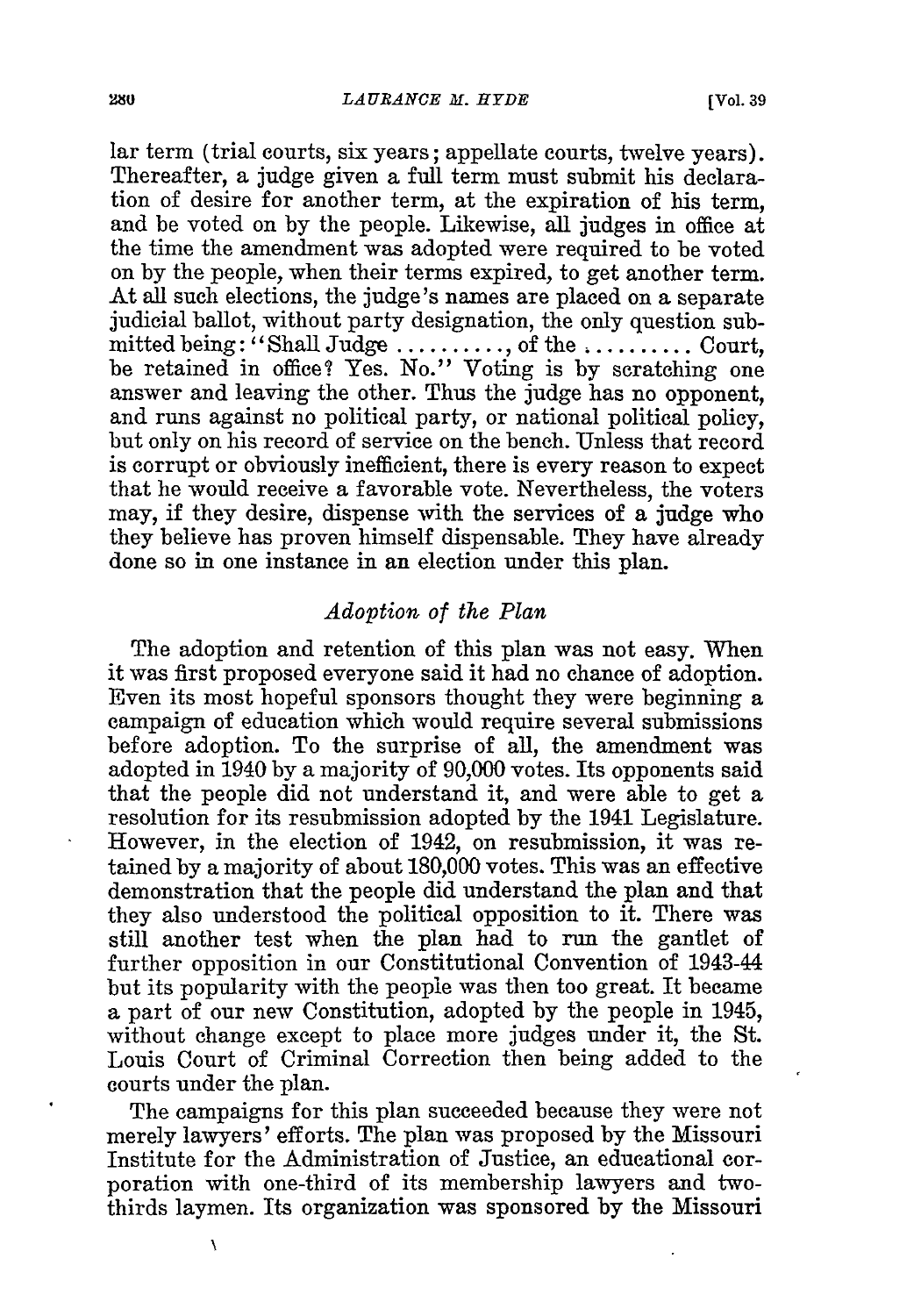lar term (trial courts, six years; appellate courts, twelve years). Thereafter, a judge given a full term must submit his declaration of desire for another term, at the expiration of his term, and be voted on by the people. Likewise, all judges in office at the time the amendment was adopted were required to be voted on by the people, when their terms expired, to get another term. At all such elections, the judge's names are placed on a separate judicial ballot, without party designation, the only question submitted being: "Shall Judge .........., of the .......... Court, be retained in office? Yes. No." Voting is by scratching one answer and leaving the other. Thus the judge has no opponent, and runs against no political party, or national political policy, but only on his record of service on the bench. Unless that record is corrupt or obviously inefficient, there is every reason to expect that he would receive a favorable vote. Nevertheless, the voters may, if they desire, dispense with the services of a judge who they believe has proven himself dispensable. They have already done so in one instance in an election under this plan.

## *Adoption of the Plan*

The adoption and retention of this plan was not easy. When it was first proposed everyone said it had no chance of adoption. Even its most hopeful sponsors thought they were beginning a campaign of education which would require several submissions before adoption. To the surprise of all, the amendment was adopted in 1940 by a majority of 90,000 votes. Its opponents said that the people did not understand it, and were able to get a resolution for its resubmission adopted by the 1941 Legislature. However, in the election of 1942, on resubmission, it was retained by a majority of about 180,000 votes. This was an effective demonstration that the people did understand the plan and that they also understood the political opposition to it. There was still another test when the plan had to run the gantlet of further opposition in our Constitutional Convention of 1943-44 but its popularity with the people was then too great. It became a part of our new Constitution, adopted by the people in 1945, without change except to place more judges under it, the St. Louis Court of Criminal Correction then being added to the courts under the plan.

The campaigns for this plan succeeded because they were not merely lawyers' efforts. The plan was proposed by the Missouri Institute for the Administration of Justice, an educational corporation with one-third of its membership lawyers and two-thirds laymen. Its organization was sponsored by the Missouri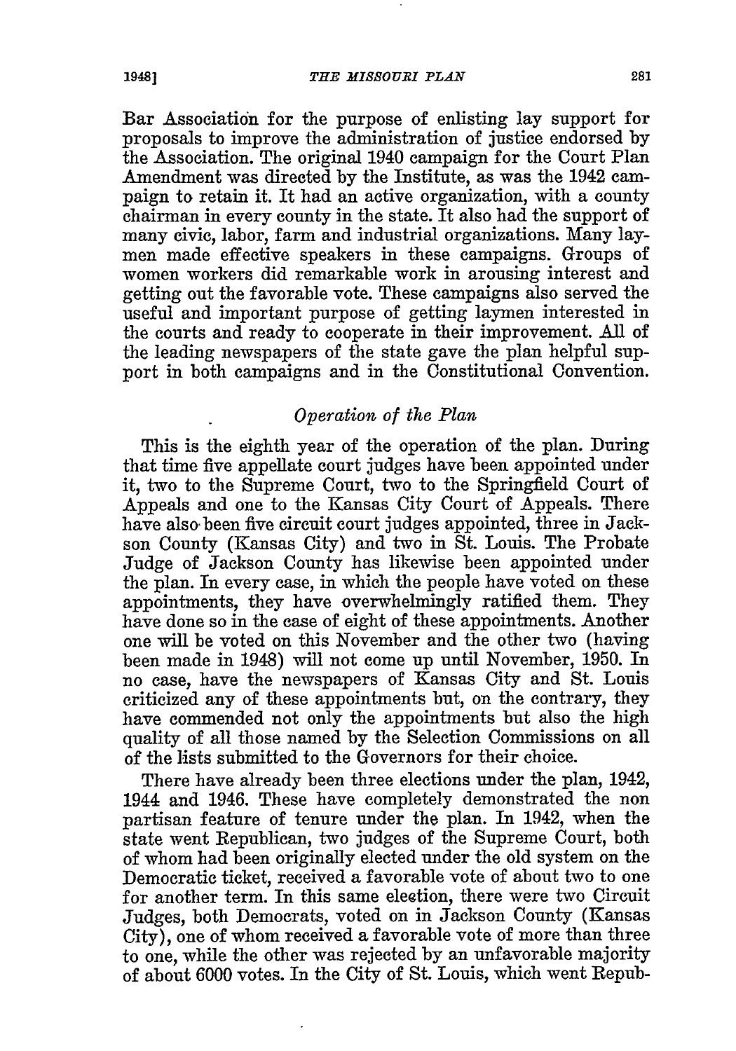Bar Association for the purpose of enlisting lay support for proposals to improve the administration of justice endorsed by the Association. The original 1940 campaign for the Court Plan Amendment was directed by the Institute, as was the 1942 campaign to retain it. It had an active organization, with a county chairman in every county in the state. It also had the support of many civic, labor, farm and industrial organizations. Many laymen made effective speakers in these campaigns. Groups of women workers did remarkable work in arousing interest and getting out the favorable vote. These campaigns also served the useful and important purpose of getting laymen interested in the courts and ready to cooperate in their improvement. All of the leading newspapers of the state gave the plan helpful support in both campaigns and in the Constitutional Convention.

### *Operation of the Plan*

This is the eighth year of the operation of the plan. During that time five appellate court judges have been appointed under it, two to the Supreme Court, two to the Springfield Court of Appeals and one to the Kansas City Court of Appeals. There have also been five circuit court judges appointed, three in Jackson County (Kansas City) and two in St. Louis. The Probate Judge of Jackson County has likewise been appointed under the plan. In every case, in which the people have voted on these appointments, they have overwhelmingly ratified them. They have done so in the case of eight of these appointments. Another one will be voted on this November and the other two (having been made in 1948) will not come up until November, 1950. In no case, have the newspapers of Kansas City and St. Louis criticized any of these appointments but, on the contrary, they have commended not only the appointments but also the high quality of all those named by the Selection Commissions on all of the lists submitted to the Governors for their choice.

There have already been three elections under the plan, 1942, 1944 and 1946. These have completely demonstrated the non partisan feature of tenure under the plan. In 1942, when the state went Republican, two judges of the Supreme Court, both of whom had been originally elected under the old system on the Democratic ticket, received a favorable vote of about two to one for another term. In this same election, there were two Circuit Judges, both Democrats, voted on in Jackson County (Kansas City), one of whom received a favorable vote of more than three to one, while the other was rejected by an unfavorable majority of about 6000 votes. In the City of St. Louis, which went Repub-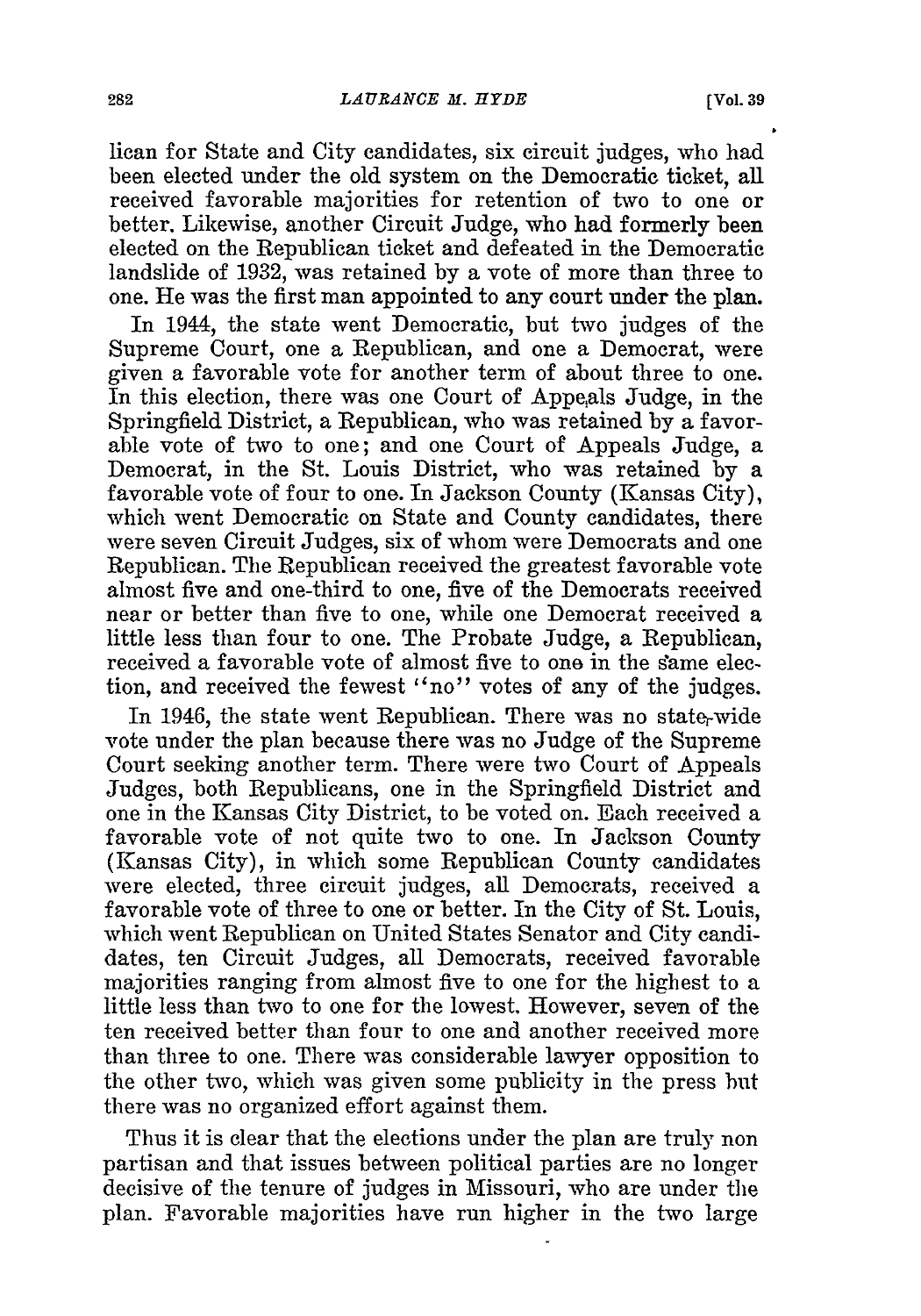lican for State and City candidates, six circuit judges, who had been elected under the old system on the Democratic ticket, all received favorable majorities for retention of two to one or better. Likewise, another Circuit Judge, who had formerly been elected on the Republican ticket and defeated in the Democratic landslide of 1932, was retained by a vote of more than three to one. He was the first man appointed to any court under the plan.

In 1944, the state went Democratic, but two judges of the Supreme Court, one a Republican, and one a Democrat, were given a favorable vote for another term of about three to one. In this election, there was one Court of Appeals Judge, in the Springfield District, a Republican, who was retained by a favorable vote of two to one; and one Court of Appeals Judge, a Democrat, in the St. Louis District, who was retained by a favorable vote of four to one. In Jackson County (Kansas City), which went Democratic on State and County candidates, there were seven Circuit Judges, six of whom were Democrats and one Republican. The Republican received the greatest favorable vote almost five and one-third to one, five of the Democrats received near or better than five to one, while one Democrat received a little less than four to one. The Probate Judge, a Republican, received a favorable vote of almost five to one in the same election, and received the fewest "no" votes of any of the judges.

In 1946, the state went Republican. There was no state-wide vote under the plan because there was no Judge of the Supreme Court seeking another term. There were two Court of Appeals Judges, both Republicans, one in the Springfield District and one in the Kansas City District, to be voted on. Each received a favorable vote of not quite two to one. In Jackson County (Kansas City), in which some Republican County candidates were elected, three circuit judges, all Democrats, received a favorable vote of three to one or better. In the City of St. Louis, which went Republican on United States Senator and City candidates, ten Circuit Judges, all Democrats, received favorable majorities ranging from almost five to one for the highest to a little less than two to one for the lowest. However, seven of the ten received better than four to one and another received more than three to one. There was considerable lawyer opposition to the other two, which was given some publicity in the press but there was no organized effort against them.

Thus it is clear that the elections under the plan are truly non partisan and that issues between political parties are no longer decisive of the tenure of judges in Missouri, who are under the plan. Favorable majorities have run higher in the two large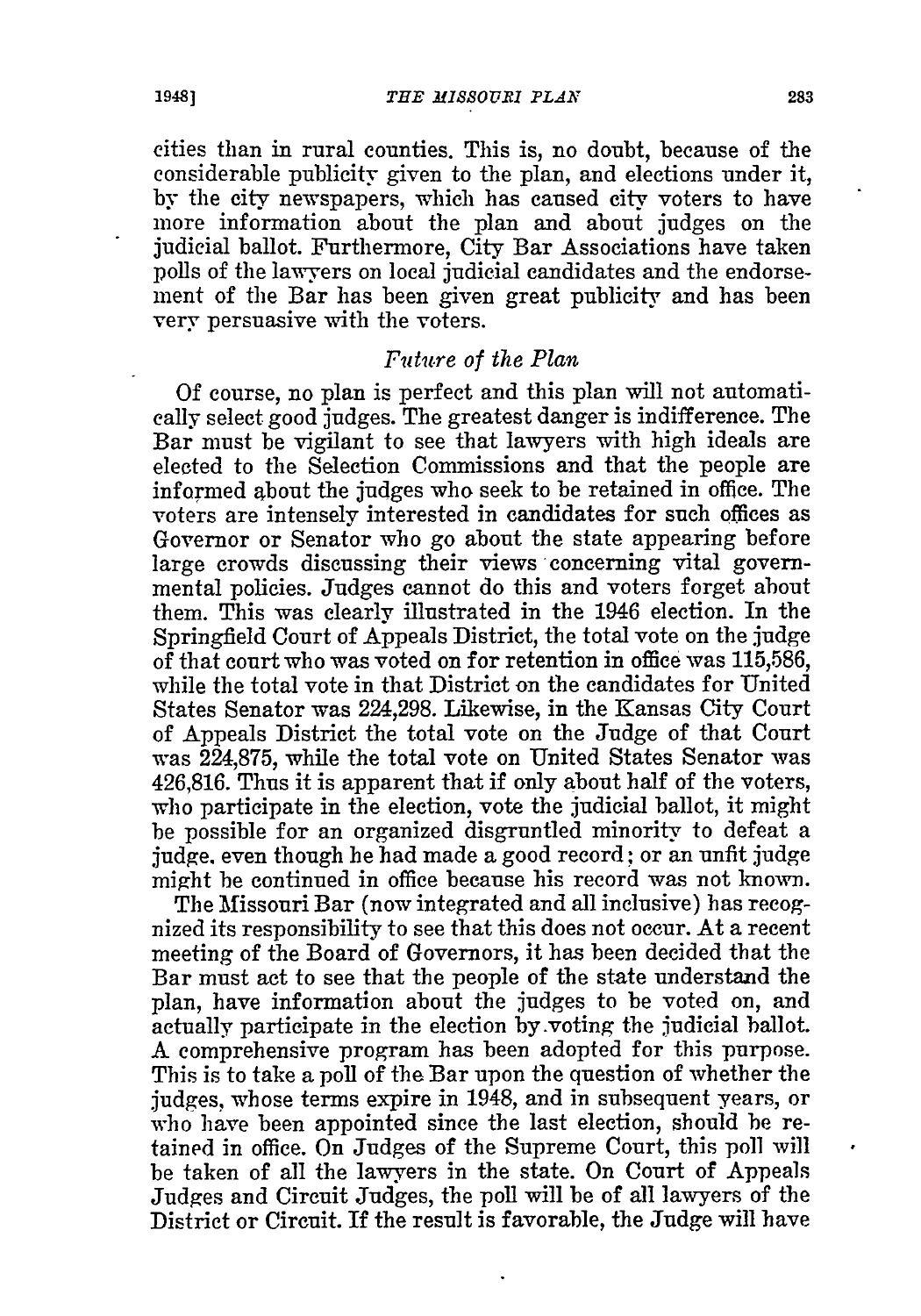cities than in rural counties. This is, no doubt, because of the considerable publicity given to the plan, and elections under it, by the city newspapers, which has caused city voters to have more information about the plan and about judges on the judicial ballot. Furthermore, City Bar Associations have taken polls of the lawyers on local judicial candidates and the endorsement of the Bar has been given great publicity and has been very persuasive with the voters.

### *Future of the Plan*

Of course, no plan is perfect and this plan will not automatically select good judges. The greatest danger is indifference. The Bar must be vigilant to see that lawyers with high ideals are elected to the Selection Commissions and that the people are informed about the judges who seek to be retained in office. The voters are intensely interested in candidates for such offices as Governor or Senator who go about the state appearing before large crowds discussing their views concerning vital governmental policies. Judges cannot do this and voters forget about them. This was clearly illustrated in the 1946 election. In the Springfield Court of Appeals District, the total vote on the judge of that court who was voted on for retention in office was 115,586, while the total vote in that District on the candidates for United States Senator was 224,298. Likewise, in the Kansas City Court of Appeals District the total vote on the Judge of that Court was 224,875, while the total vote on United States Senator was 426,816. Thus it is apparent that if only about half of the voters, who participate in the election, vote the judicial ballot, it might be possible for an organized disgruntled minority to defeat a judge, even though he had made a good record; or an unfit judge might be continued in office because his record was not known.

The Missouri Bar (now integrated and all inclusive) has recognized its responsibility to see that this does not occur. At a recent meeting of the Board of Governors, it has been decided that the Bar must act to see that the people of the state understand the plan, have information about the judges to be voted on, and actually participate in the election by voting the judicial ballot. A comprehensive program has been adopted for this purpose. This is to take a poll of the Bar upon the question of whether the judges, whose terms expire in 1948, and in subsequent years, or who have been appointed since the last election, should be retained in office. On Judges of the Supreme Court, this poll will be taken of all the lawyers in the state. On Court of Appeals Judges and Circuit Judges, the poll will be of all lawyers of the District or Circuit. If the result is favorable, the Judge will have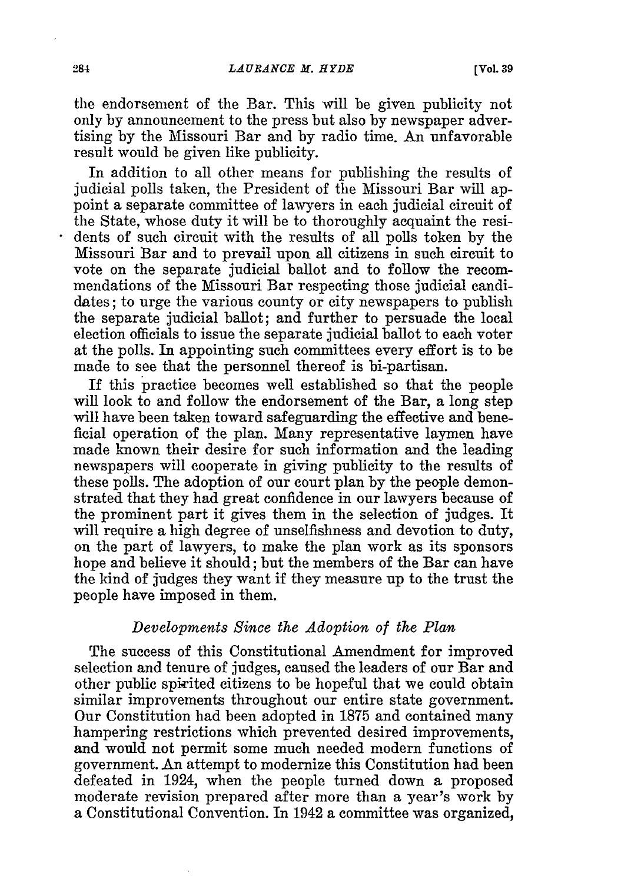the endorsement of the Bar. This will be given publicity not only by announcement to the press but also by newspaper advertising by the Missouri Bar and by radio time. An unfavorable result would be given like publicity.

In addition to all other means for publishing the results of judicial polls taken, the President of the Missouri Bar will appoint a separate committee of lawyers in each judicial circuit of the State, whose duty it will be to thoroughly acquaint the residents of such circuit with the results of all polls token by the Missouri Bar and to prevail upon all citizens in such circuit to vote on the separate judicial ballot and to follow the recommendations of the Missouri Bar respecting those judicial candidates; to urge the various county or city newspapers to publish the separate judicial ballot; and further to persuade the local election officials to issue the separate judicial ballot to each voter at the polls. In appointing such committees every effort is to be made to see that the personnel thereof is bi-partisan.

If this practice becomes well established so that the people will look to and follow the endorsement of the Bar, a long step will have been taken toward safeguarding the effective and beneficial operation of the plan. Many representative laymen have made known their desire for such information and the leading newspapers will cooperate in giving publicity to the results of these polls. The adoption of our court plan by the people demonstrated that they had great confidence in our lawyers because of the prominent part it gives them in the selection of judges. It will require a high degree of unselfishness and devotion to duty, on the part of lawyers, to make the plan work as its sponsors hope and believe it should; but the members of the Bar can have the kind of judges they want if they measure up to the trust the people have imposed in them.

### *Developments Since the Adoption of the Plan*

The success of this Constitutional Amendment for improved selection and tenure of judges, caused the leaders of our Bar and other public spirited citizens to be hopeful that we could obtain similar improvements throughout our entire state government. Our Constitution had been adopted in 1875 and contained many hampering restrictions which prevented desired improvements, and would not permit some much needed modern functions of government. An attempt to modernize this Constitution had been defeated in 1924, when the people turned down a proposed moderate revision prepared after more than a year's work by a Constitutional Convention. In 1942 a committee was organized,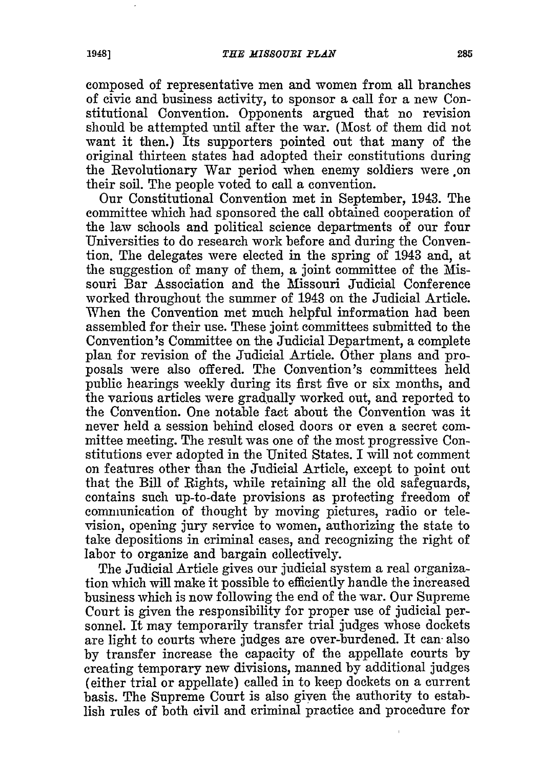composed of representative men and women from all branches of civic and business activity, to sponsor a call for a new Constitutional Convention. Opponents argued that no revision should be attempted until after the war. (Most of them did not want it then.) Its supporters pointed out that many of the original thirteen states had adopted their constitutions during the Revolutionary War period when enemy soldiers were on their soil. The people voted to call a convention.

Our Constitutional Convention met in September, 1943. The committee which had sponsored the call obtained cooperation of the law schools and political science departments of our four Universities to do research work before and during the Convention. The delegates were elected in the spring of 1943 and, at the suggestion of many of them, a joint committee of the Missouri Bar Association and the Missouri Judicial Conference worked throughout the summer of 1943 on the Judicial Article. When the Convention met much helpful information had been assembled for their use. These joint committees submitted to the Convention's Committee on the Judicial Department, a complete plan for revision of the Judicial Article. Other plans and proposals were also offered. The Convention's committees held public hearings weekly during its first five or six months, and the various articles were gradually worked out, and reported to the Convention. One notable fact about the Convention was it never held a session behind closed doors or even a secret committee meeting. The result was one of the most progressive Constitutions ever adopted in the United States. I will not comment on features other than the Judicial Article, except to point out that the Bill of Rights, while retaining all the old safeguards, contains such up-to-date provisions as protecting freedom of communication of thought by moving pictures, radio or television, opening jury service to women, authorizing the state to take depositions in criminal cases, and recognizing the right of labor to organize and bargain collectively.

The Judicial Article gives our judicial system a real organization which will make it possible to efficiently handle the increased business which is now following the end of the war. Our Supreme Court is given the responsibility for proper use of judicial personnel. It may temporarily transfer trial judges whose dockets are light to courts where judges are over-burdened. It can also by transfer increase the capacity of the appellate courts by creating temporary new divisions, manned by additional judges (either trial or appellate) called in to keep dockets on a current basis. The Supreme Court is also given the authority to establish rules of both civil and criminal practice and procedure for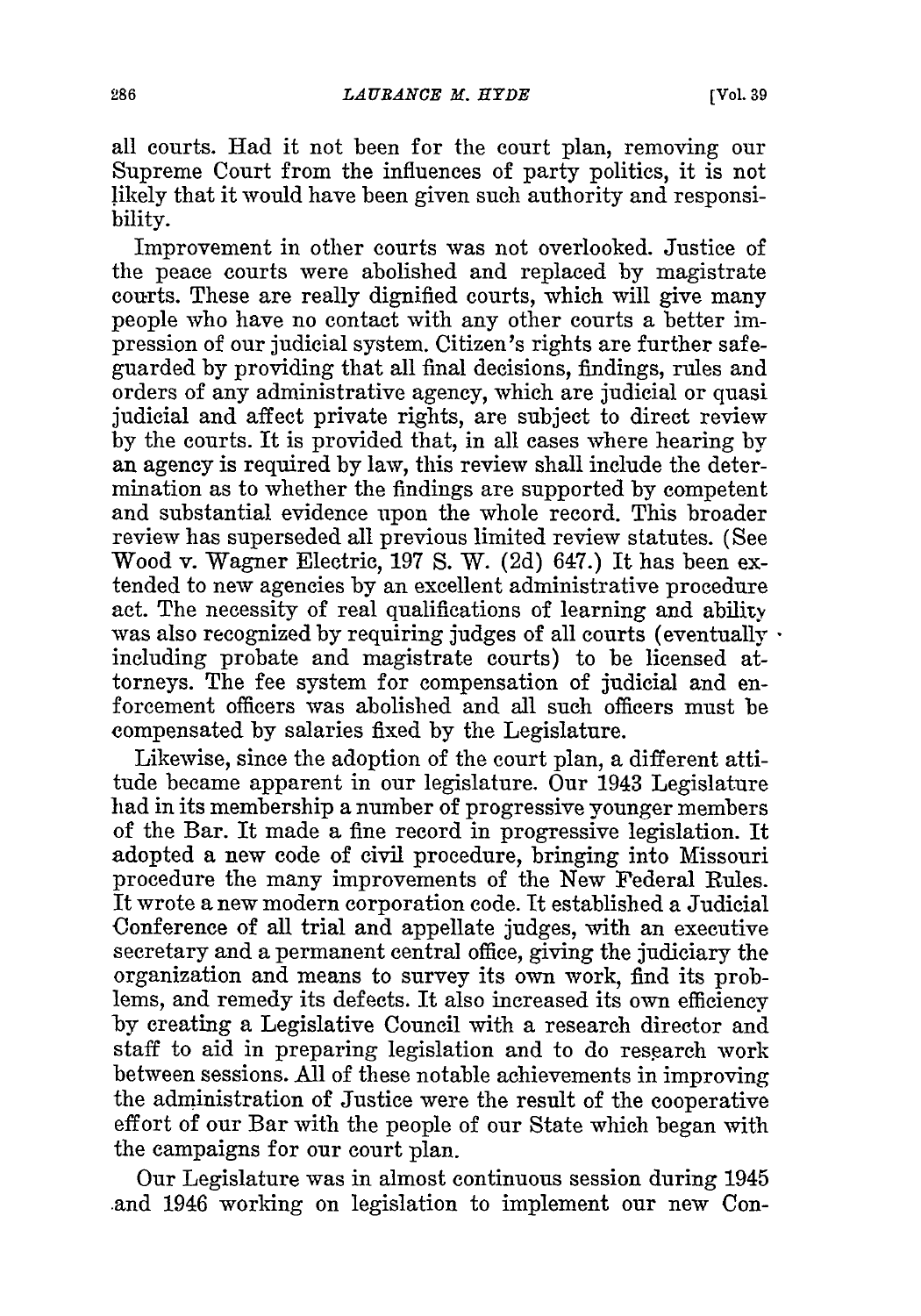all courts. Had it not been for the court plan, removing our Supreme Court from the influences of party politics, it is not likely that it would have been given such authority and responsibility.

Improvement in other courts was not overlooked. Justice of the peace courts were abolished and replaced by magistrate courts. These are really dignified courts, which will give many people who have no contact with any other courts a better impression of our judicial system. Citizen's rights are further safeguarded by providing that all final decisions, findings, rules and orders of any administrative agency, which are judicial or quasi judicial and affect private rights, are subject to direct review by the courts. It is provided that, in all cases where hearing by an agency is required by law, this review shall include the determination as to whether the findings are supported by competent and substantial evidence upon the whole record. This broader review has superseded all previous limited review statutes. (See Wood v. Wagner Electric, 197 S. W. (2d) 647.) It has been extended to new agencies by an excellent administrative procedure act. The necessity of real qualifications of learning and ability was also recognized by requiring judges of all courts (eventually including probate and magistrate courts) to be licensed attorneys. The fee system for compensation of judicial and enforcement officers was abolished and all such officers must be compensated by salaries fixed by the Legislature.

Likewise, since the adoption of the court plan, a different attitude became apparent in our legislature. Our 1943 Legislature had in its membership a number of progressive younger members of the Bar. It made a fine record in progressive legislation. It adopted a new code of civil procedure, bringing into Missouri procedure the many improvements of the New Federal Rules. It wrote a new modern corporation code. It established a Judicial Conference of all trial and appellate judges, with an executive secretary and a permanent central office, giving the judiciary the organization and means to survey its own work, find its problems, and remedy its defects. It also increased its own efficiency by creating a Legislative Council with a research director and staff to aid in preparing legislation and to do research work between sessions. All of these notable achievements in improving the administration of Justice were the result of the cooperative effort of our Bar with the people of our State which began with the campaigns for our court plan.

Our Legislature was in almost continuous session during 1945 and 1946 working on legislation to implement our new Con-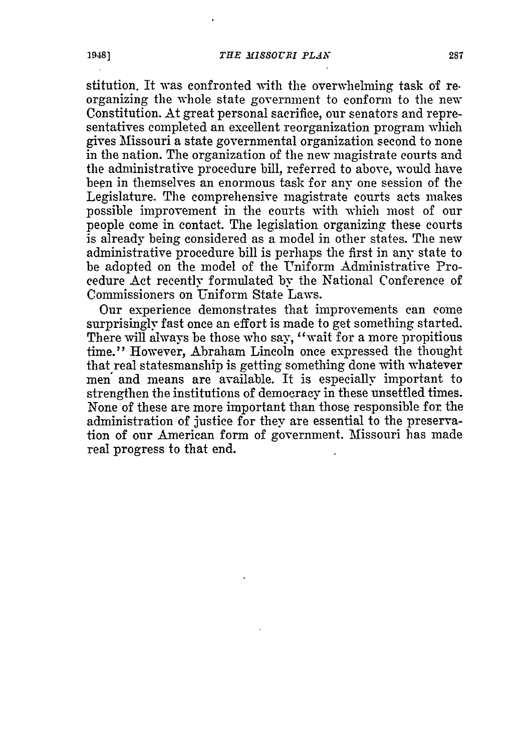stitution. It was confronted with the overwhelming task of reorganizing the whole state government to conform to the new Constitution. At great personal sacrifice, our senators and representatives completed an excellent reorganization program which gives Missouri a state governmental organization second to none in the nation. The organization of the new magistrate courts and the administrative procedure bill, referred to above, would have been in themselves an enormous task for any one session of the Legislature. The comprehensive magistrate courts acts makes possible improvement in the courts with which most of our people come in contact. The legislation organizing these courts is already being considered as a model in other states. The new administrative procedure bill is perhaps the first in any state to be adopted on the model of the Uniform Administrative Procedure Act recently formulated by the National Conference of Commissioners on Uniform State Laws.

Our experience demonstrates that improvements can come surprisingly fast once an effort is made to get something started. There will always be those who say, "wait for a more propitious time." However, Abraham Lincoln once expressed the thought that real statesmanship is getting something done with whatever men and means are available. It is especially important to strengthen the institutions of democracy in these unsettled times. None of these are more important than those responsible for the administration of justice for they are essential to the preservation of our American form of government. Missouri has made real progress to that end.